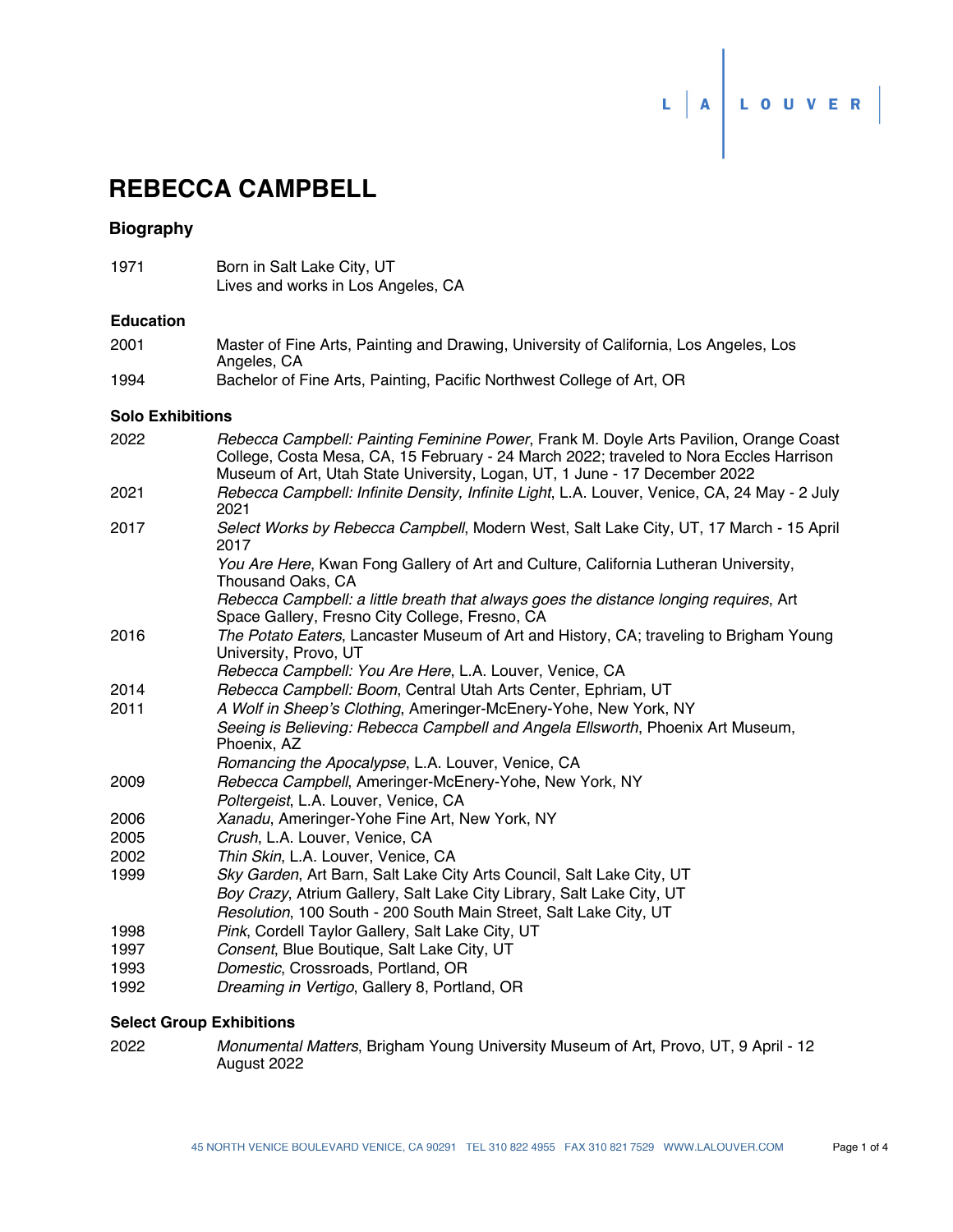# REBECCA CAMPBELL

## Biography

| | |
|---|---|
| 1971 | Born in Salt Lake City, UT<br>Lives and works in Los Angeles, CA |

## Education

| | |
|---|---|
| 2001 | Master of Fine Arts, Painting and Drawing, University of California, Los Angeles, Los Angeles, CA |
| 1994 | Bachelor of Fine Arts, Painting, Pacific Northwest College of Art, OR |

## Solo Exhibitions

| | |
|---|---|
| 2022 | *Rebecca Campbell: Painting Feminine Power*, Frank M. Doyle Arts Pavilion, Orange Coast College, Costa Mesa, CA, 15 February - 24 March 2022; traveled to Nora Eccles Harrison Museum of Art, Utah State University, Logan, UT, 1 June - 17 December 2022 |
| 2021 | *Rebecca Campbell: Infinite Density, Infinite Light*, L.A. Louver, Venice, CA, 24 May - 2 July 2021 |
| 2017 | *Select Works by Rebecca Campbell*, Modern West, Salt Lake City, UT, 17 March - 15 April 2017 |
| | *You Are Here*, Kwan Fong Gallery of Art and Culture, California Lutheran University, Thousand Oaks, CA |
| | *Rebecca Campbell: a little breath that always goes the distance longing requires*, Art Space Gallery, Fresno City College, Fresno, CA |
| 2016 | *The Potato Eaters*, Lancaster Museum of Art and History, CA; traveling to Brigham Young University, Provo, UT |
| | *Rebecca Campbell: You Are Here*, L.A. Louver, Venice, CA |
| 2014 | *Rebecca Campbell: Boom*, Central Utah Arts Center, Ephriam, UT |
| 2011 | *A Wolf in Sheep's Clothing*, Ameringer-McEnery-Yohe, New York, NY |
| | *Seeing is Believing: Rebecca Campbell and Angela Ellsworth*, Phoenix Art Museum, Phoenix, AZ |
| | *Romancing the Apocalypse*, L.A. Louver, Venice, CA |
| 2009 | *Rebecca Campbell*, Ameringer-McEnery-Yohe, New York, NY |
| | *Poltergeist*, L.A. Louver, Venice, CA |
| 2006 | *Xanadu*, Ameringer-Yohe Fine Art, New York, NY |
| 2005 | *Crush*, L.A. Louver, Venice, CA |
| 2002 | *Thin Skin*, L.A. Louver, Venice, CA |
| 1999 | *Sky Garden*, Art Barn, Salt Lake City Arts Council, Salt Lake City, UT |
| | *Boy Crazy*, Atrium Gallery, Salt Lake City Library, Salt Lake City, UT |
| | *Resolution*, 100 South - 200 South Main Street, Salt Lake City, UT |
| 1998 | *Pink*, Cordell Taylor Gallery, Salt Lake City, UT |
| 1997 | *Consent*, Blue Boutique, Salt Lake City, UT |
| 1993 | *Domestic*, Crossroads, Portland, OR |
| 1992 | *Dreaming in Vertigo*, Gallery 8, Portland, OR |

## Select Group Exhibitions

| | |
|---|---|
| 2022 | *Monumental Matters*, Brigham Young University Museum of Art, Provo, UT, 9 April - 12 August 2022 |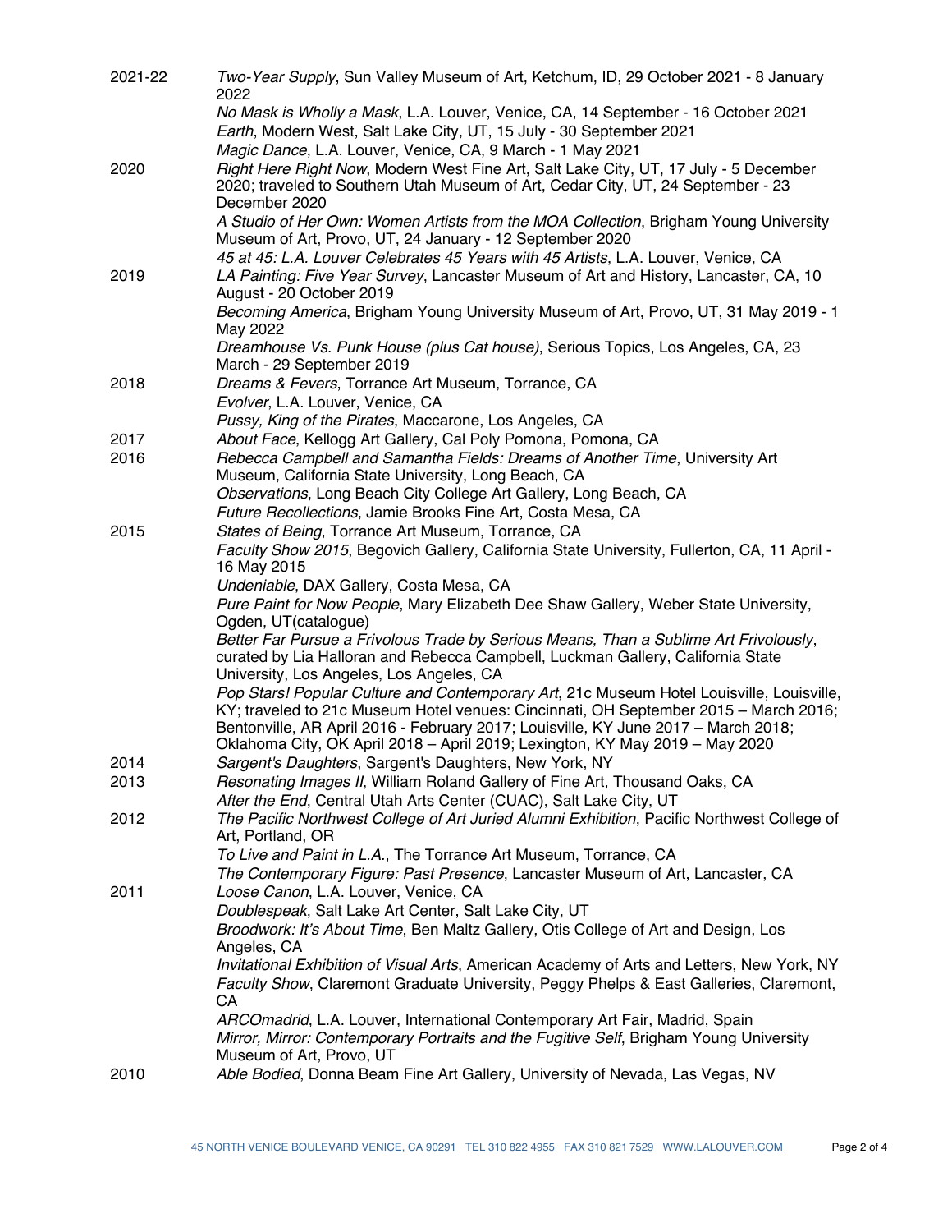2021-22 *Two-Year Supply*, Sun Valley Museum of Art, Ketchum, ID, 29 October 2021 - 8 January 2022

*No Mask is Wholly a Mask*, L.A. Louver, Venice, CA, 14 September - 16 October 2021

*Earth*, Modern West, Salt Lake City, UT, 15 July - 30 September 2021

*Magic Dance*, L.A. Louver, Venice, CA, 9 March - 1 May 2021

2020 *Right Here Right Now*, Modern West Fine Art, Salt Lake City, UT, 17 July - 5 December 2020; traveled to Southern Utah Museum of Art, Cedar City, UT, 24 September - 23 December 2020

*A Studio of Her Own: Women Artists from the MOA Collection*, Brigham Young University Museum of Art, Provo, UT, 24 January - 12 September 2020

*45 at 45: L.A. Louver Celebrates 45 Years with 45 Artists*, L.A. Louver, Venice, CA

2019 *LA Painting: Five Year Survey*, Lancaster Museum of Art and History, Lancaster, CA, 10 August - 20 October 2019

*Becoming America*, Brigham Young University Museum of Art, Provo, UT, 31 May 2019 - 1 May 2022

*Dreamhouse Vs. Punk House (plus Cat house)*, Serious Topics, Los Angeles, CA, 23 March - 29 September 2019

2018 *Dreams & Fevers*, Torrance Art Museum, Torrance, CA

*Evolver*, L.A. Louver, Venice, CA

*Pussy, King of the Pirates*, Maccarone, Los Angeles, CA

2017 *About Face*, Kellogg Art Gallery, Cal Poly Pomona, Pomona, CA

2016 *Rebecca Campbell and Samantha Fields: Dreams of Another Time*, University Art Museum, California State University, Long Beach, CA

*Observations*, Long Beach City College Art Gallery, Long Beach, CA

*Future Recollections*, Jamie Brooks Fine Art, Costa Mesa, CA

2015 *States of Being*, Torrance Art Museum, Torrance, CA

*Faculty Show 2015*, Begovich Gallery, California State University, Fullerton, CA, 11 April - 16 May 2015

*Undeniable*, DAX Gallery, Costa Mesa, CA

*Pure Paint for Now People*, Mary Elizabeth Dee Shaw Gallery, Weber State University, Ogden, UT(catalogue)

*Better Far Pursue a Frivolous Trade by Serious Means, Than a Sublime Art Frivolously*, curated by Lia Halloran and Rebecca Campbell, Luckman Gallery, California State University, Los Angeles, Los Angeles, CA

*Pop Stars! Popular Culture and Contemporary Art*, 21c Museum Hotel Louisville, Louisville, KY; traveled to 21c Museum Hotel venues: Cincinnati, OH September 2015 – March 2016; Bentonville, AR April 2016 - February 2017; Louisville, KY June 2017 – March 2018; Oklahoma City, OK April 2018 – April 2019; Lexington, KY May 2019 – May 2020

2014 *Sargent's Daughters*, Sargent's Daughters, New York, NY

2013 *Resonating Images II*, William Roland Gallery of Fine Art, Thousand Oaks, CA

*After the End*, Central Utah Arts Center (CUAC), Salt Lake City, UT

2012 *The Pacific Northwest College of Art Juried Alumni Exhibition*, Pacific Northwest College of Art, Portland, OR

*To Live and Paint in L.A.*, The Torrance Art Museum, Torrance, CA

*The Contemporary Figure: Past Presence*, Lancaster Museum of Art, Lancaster, CA

2011 *Loose Canon*, L.A. Louver, Venice, CA

*Doublespeak*, Salt Lake Art Center, Salt Lake City, UT

*Broodwork: It's About Time*, Ben Maltz Gallery, Otis College of Art and Design, Los Angeles, CA

*Invitational Exhibition of Visual Arts*, American Academy of Arts and Letters, New York, NY

*Faculty Show*, Claremont Graduate University, Peggy Phelps & East Galleries, Claremont, CA

*ARCOmadrid*, L.A. Louver, International Contemporary Art Fair, Madrid, Spain

*Mirror, Mirror: Contemporary Portraits and the Fugitive Self*, Brigham Young University Museum of Art, Provo, UT

2010 *Able Bodied*, Donna Beam Fine Art Gallery, University of Nevada, Las Vegas, NV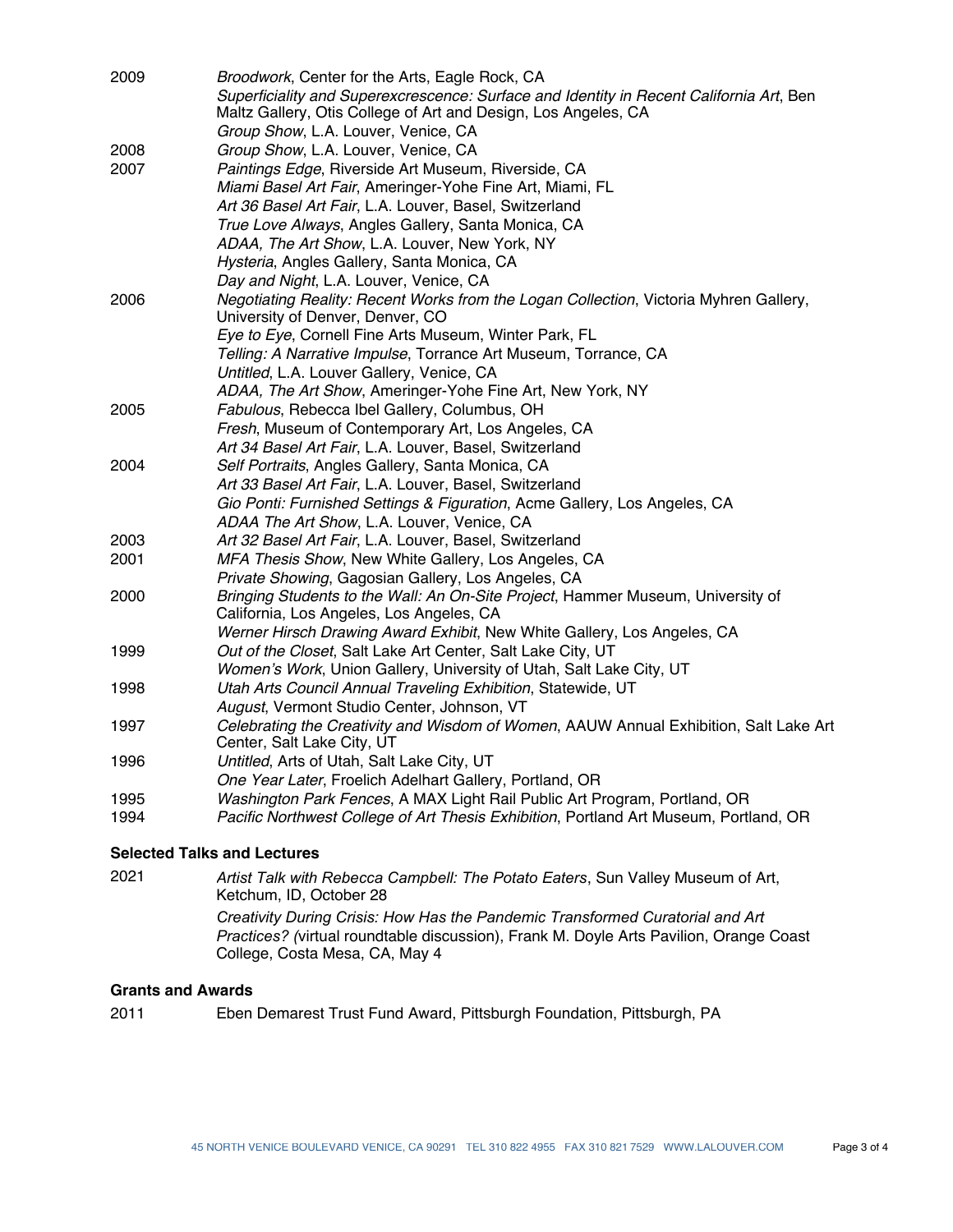2009 *Broodwork*, Center for the Arts, Eagle Rock, CA
*Superficiality and Superexcrescence: Surface and Identity in Recent California Art*, Ben Maltz Gallery, Otis College of Art and Design, Los Angeles, CA
*Group Show*, L.A. Louver, Venice, CA

2008 *Group Show*, L.A. Louver, Venice, CA

2007 *Paintings Edge*, Riverside Art Museum, Riverside, CA
*Miami Basel Art Fair*, Ameringer-Yohe Fine Art, Miami, FL
*Art 36 Basel Art Fair*, L.A. Louver, Basel, Switzerland
*True Love Always*, Angles Gallery, Santa Monica, CA
*ADAA, The Art Show*, L.A. Louver, New York, NY
*Hysteria*, Angles Gallery, Santa Monica, CA
*Day and Night*, L.A. Louver, Venice, CA

2006 *Negotiating Reality: Recent Works from the Logan Collection*, Victoria Myhren Gallery, University of Denver, Denver, CO
*Eye to Eye*, Cornell Fine Arts Museum, Winter Park, FL
*Telling: A Narrative Impulse*, Torrance Art Museum, Torrance, CA
*Untitled*, L.A. Louver Gallery, Venice, CA
*ADAA, The Art Show*, Ameringer-Yohe Fine Art, New York, NY

2005 *Fabulous*, Rebecca Ibel Gallery, Columbus, OH
*Fresh*, Museum of Contemporary Art, Los Angeles, CA
*Art 34 Basel Art Fair*, L.A. Louver, Basel, Switzerland

2004 *Self Portraits*, Angles Gallery, Santa Monica, CA
*Art 33 Basel Art Fair*, L.A. Louver, Basel, Switzerland
*Gio Ponti: Furnished Settings & Figuration*, Acme Gallery, Los Angeles, CA
*ADAA The Art Show*, L.A. Louver, Venice, CA

2003 *Art 32 Basel Art Fair*, L.A. Louver, Basel, Switzerland

2001 *MFA Thesis Show*, New White Gallery, Los Angeles, CA
*Private Showing*, Gagosian Gallery, Los Angeles, CA

2000 *Bringing Students to the Wall: An On-Site Project*, Hammer Museum, University of California, Los Angeles, Los Angeles, CA
*Werner Hirsch Drawing Award Exhibit*, New White Gallery, Los Angeles, CA

1999 *Out of the Closet*, Salt Lake Art Center, Salt Lake City, UT
*Women's Work*, Union Gallery, University of Utah, Salt Lake City, UT

1998 *Utah Arts Council Annual Traveling Exhibition*, Statewide, UT
*August*, Vermont Studio Center, Johnson, VT

1997 *Celebrating the Creativity and Wisdom of Women*, AAUW Annual Exhibition, Salt Lake Art Center, Salt Lake City, UT

1996 *Untitled*, Arts of Utah, Salt Lake City, UT
*One Year Later*, Froelich Adelhart Gallery, Portland, OR

1995 *Washington Park Fences*, A MAX Light Rail Public Art Program, Portland, OR

1994 *Pacific Northwest College of Art Thesis Exhibition*, Portland Art Museum, Portland, OR

### Selected Talks and Lectures

2021 *Artist Talk with Rebecca Campbell: The Potato Eaters*, Sun Valley Museum of Art, Ketchum, ID, October 28
*Creativity During Crisis: How Has the Pandemic Transformed Curatorial and Art Practices? (*virtual roundtable discussion), Frank M. Doyle Arts Pavilion, Orange Coast College, Costa Mesa, CA, May 4

### Grants and Awards

2011 Eben Demarest Trust Fund Award, Pittsburgh Foundation, Pittsburgh, PA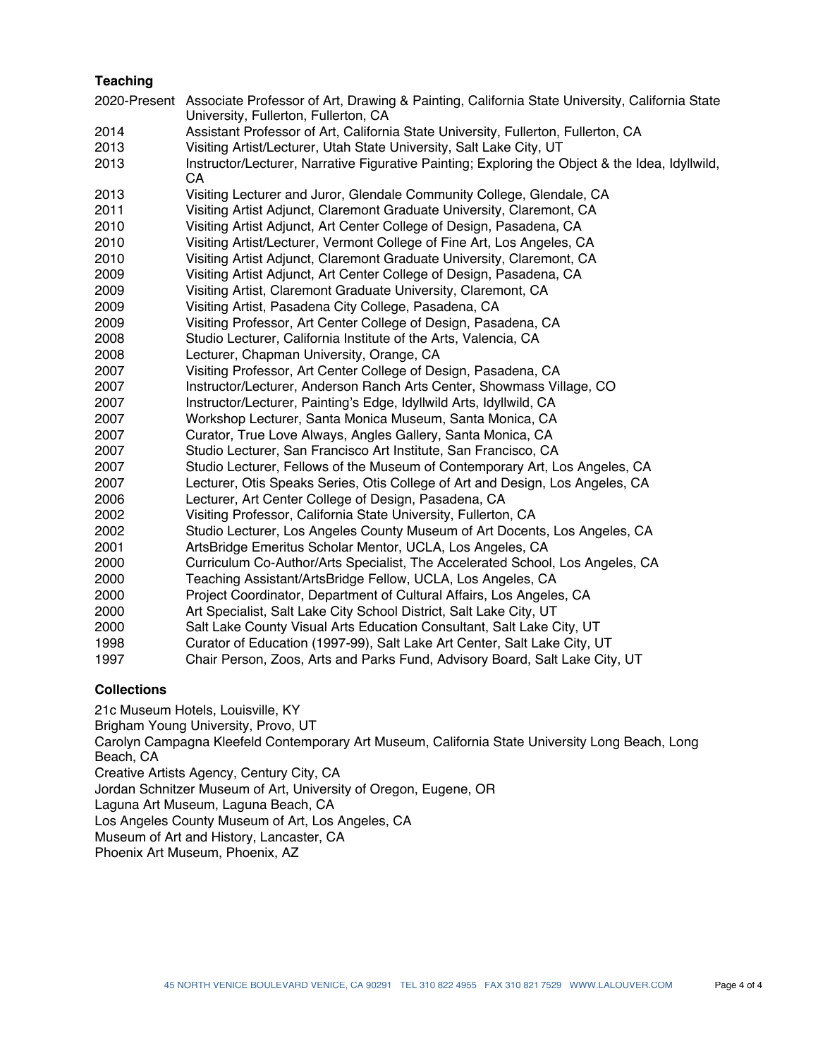### Teaching

| | |
|---|---|
| 2020-Present | Associate Professor of Art, Drawing & Painting, California State University, California State University, Fullerton, Fullerton, CA |
| 2014 | Assistant Professor of Art, California State University, Fullerton, Fullerton, CA |
| 2013 | Visiting Artist/Lecturer, Utah State University, Salt Lake City, UT |
| 2013 | Instructor/Lecturer, Narrative Figurative Painting; Exploring the Object & the Idea, Idyllwild, CA |
| 2013 | Visiting Lecturer and Juror, Glendale Community College, Glendale, CA |
| 2011 | Visiting Artist Adjunct, Claremont Graduate University, Claremont, CA |
| 2010 | Visiting Artist Adjunct, Art Center College of Design, Pasadena, CA |
| 2010 | Visiting Artist/Lecturer, Vermont College of Fine Art, Los Angeles, CA |
| 2010 | Visiting Artist Adjunct, Claremont Graduate University, Claremont, CA |
| 2009 | Visiting Artist Adjunct, Art Center College of Design, Pasadena, CA |
| 2009 | Visiting Artist, Claremont Graduate University, Claremont, CA |
| 2009 | Visiting Artist, Pasadena City College, Pasadena, CA |
| 2009 | Visiting Professor, Art Center College of Design, Pasadena, CA |
| 2008 | Studio Lecturer, California Institute of the Arts, Valencia, CA |
| 2008 | Lecturer, Chapman University, Orange, CA |
| 2007 | Visiting Professor, Art Center College of Design, Pasadena, CA |
| 2007 | Instructor/Lecturer, Anderson Ranch Arts Center, Showmass Village, CO |
| 2007 | Instructor/Lecturer, Painting's Edge, Idyllwild Arts, Idyllwild, CA |
| 2007 | Workshop Lecturer, Santa Monica Museum, Santa Monica, CA |
| 2007 | Curator, True Love Always, Angles Gallery, Santa Monica, CA |
| 2007 | Studio Lecturer, San Francisco Art Institute, San Francisco, CA |
| 2007 | Studio Lecturer, Fellows of the Museum of Contemporary Art, Los Angeles, CA |
| 2007 | Lecturer, Otis Speaks Series, Otis College of Art and Design, Los Angeles, CA |
| 2006 | Lecturer, Art Center College of Design, Pasadena, CA |
| 2002 | Visiting Professor, California State University, Fullerton, CA |
| 2002 | Studio Lecturer, Los Angeles County Museum of Art Docents, Los Angeles, CA |
| 2001 | ArtsBridge Emeritus Scholar Mentor, UCLA, Los Angeles, CA |
| 2000 | Curriculum Co-Author/Arts Specialist, The Accelerated School, Los Angeles, CA |
| 2000 | Teaching Assistant/ArtsBridge Fellow, UCLA, Los Angeles, CA |
| 2000 | Project Coordinator, Department of Cultural Affairs, Los Angeles, CA |
| 2000 | Art Specialist, Salt Lake City School District, Salt Lake City, UT |
| 2000 | Salt Lake County Visual Arts Education Consultant, Salt Lake City, UT |
| 1998 | Curator of Education (1997-99), Salt Lake Art Center, Salt Lake City, UT |
| 1997 | Chair Person, Zoos, Arts and Parks Fund, Advisory Board, Salt Lake City, UT |

### Collections

21c Museum Hotels, Louisville, KY
Brigham Young University, Provo, UT
Carolyn Campagna Kleefeld Contemporary Art Museum, California State University Long Beach, Long Beach, CA
Creative Artists Agency, Century City, CA
Jordan Schnitzer Museum of Art, University of Oregon, Eugene, OR
Laguna Art Museum, Laguna Beach, CA
Los Angeles County Museum of Art, Los Angeles, CA
Museum of Art and History, Lancaster, CA
Phoenix Art Museum, Phoenix, AZ